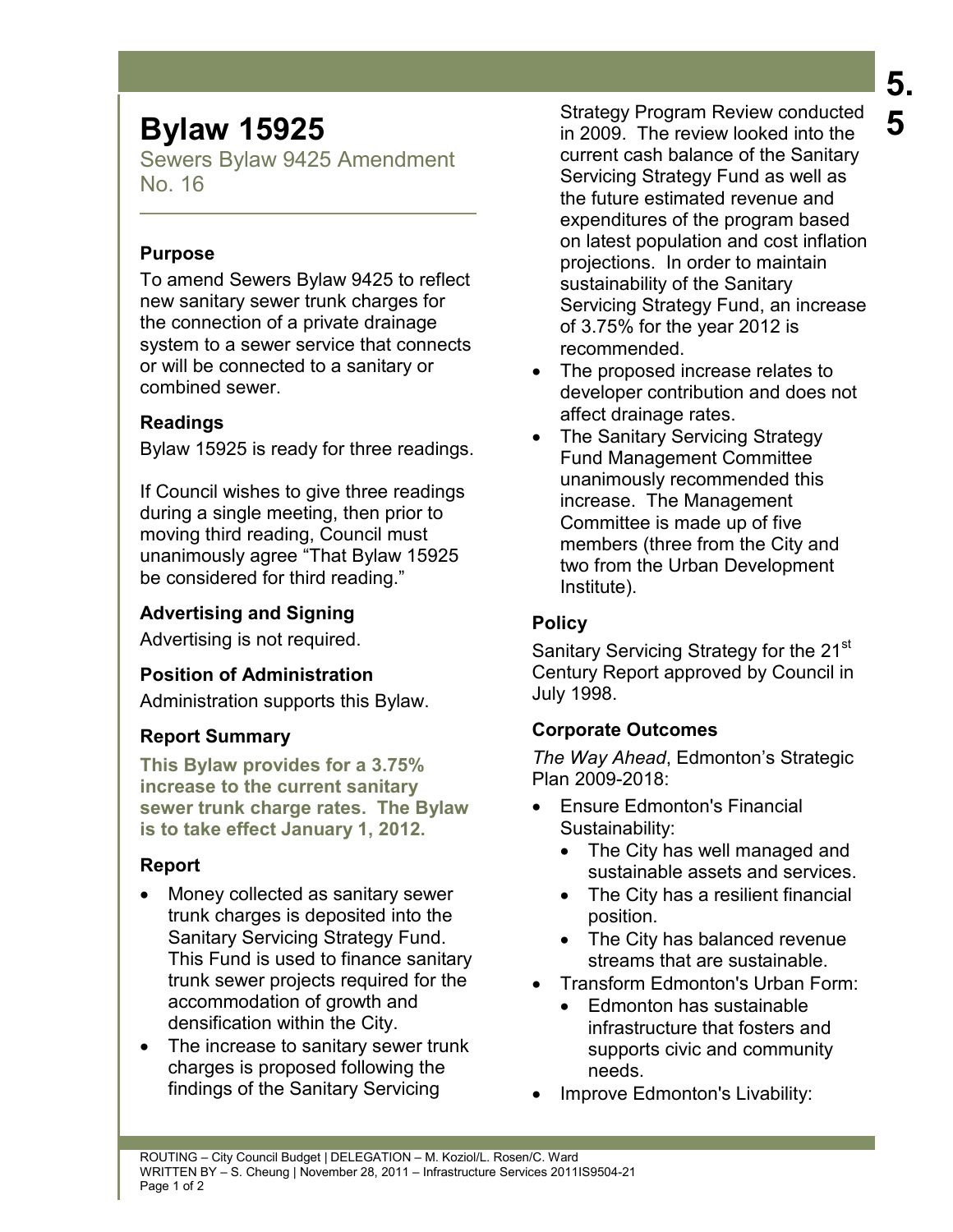# Bylaw 15925

Sewers Bylaw 9425 Amendment No. 16

### Purpose

To amend Sewers Bylaw 9425 to reflect new sanitary sewer trunk charges for the connection of a private drainage system to a sewer service that connects or will be connected to a sanitary or combined sewer.

### Readings

Bylaw 15925 is ready for three readings.

If Council wishes to give three readings during a single meeting, then prior to moving third reading, Council must unanimously agree "That Bylaw 15925 be considered for third reading."

### Advertising and Signing

Advertising is not required.

### Position of Administration

Administration supports this Bylaw.

### Report Summary

**This Bylaw provides for a 3.75% increase to the current sanitary sewer trunk charge rates. The Bylaw is to take effect January 1, 2012.**

### Report

- Money collected as sanitary sewer trunk charges is deposited into the Sanitary Servicing Strategy Fund. This Fund is used to finance sanitary trunk sewer projects required for the accommodation of growth and densification within the City.
- The increase to sanitary sewer trunk charges is proposed following the findings of the Sanitary Servicing Strategy Program Review conducted in 2009. The review looked into the current cash balance of the Sanitary Servicing Strategy Fund as well as the future estimated revenue and expenditures of the program based on latest population and cost inflation projections. In order to maintain sustainability of the Sanitary Servicing Strategy Fund, an increase of 3.75% for the year 2012 is recommended.
- The proposed increase relates to developer contribution and does not affect drainage rates.
- The Sanitary Servicing Strategy Fund Management Committee unanimously recommended this increase. The Management Committee is made up of five members (three from the City and two from the Urban Development Institute).

### Policy

Sanitary Servicing Strategy for the 21st Century Report approved by Council in July 1998.

### Corporate Outcomes

*The Way Ahead*, Edmonton's Strategic Plan 2009-2018:

- Ensure Edmonton's Financial Sustainability:
  - The City has well managed and sustainable assets and services.
  - The City has a resilient financial position.
  - The City has balanced revenue streams that are sustainable.
- Transform Edmonton's Urban Form:
  - Edmonton has sustainable infrastructure that fosters and supports civic and community needs.
- Improve Edmonton's Livability:

ROUTING – City Council Budget | DELEGATION – M. Koziol/L. Rosen/C. Ward
WRITTEN BY – S. Cheung | November 28, 2011 – Infrastructure Services 2011IS9504-21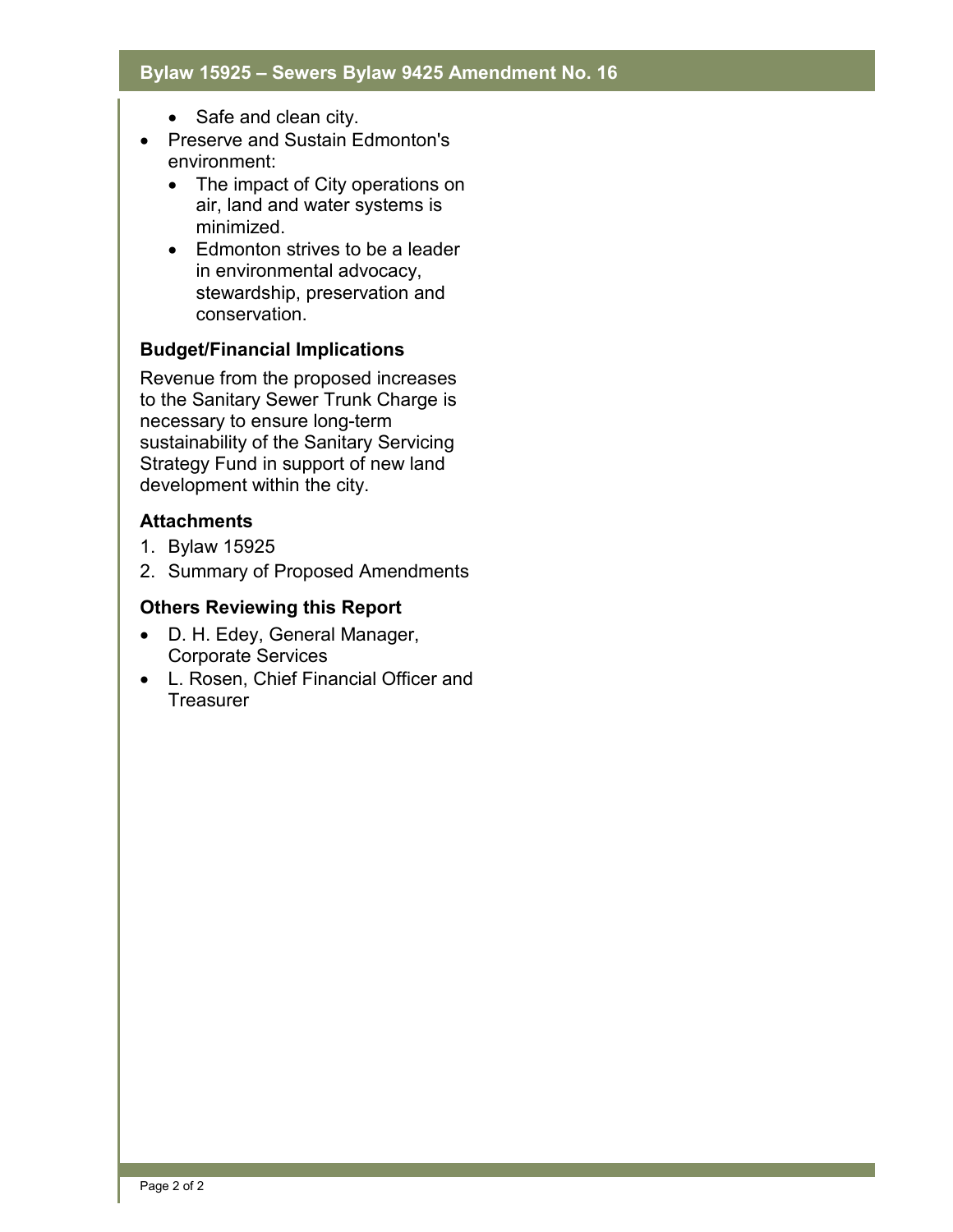- Safe and clean city.
- Preserve and Sustain Edmonton's environment:
  - The impact of City operations on air, land and water systems is minimized.
  - Edmonton strives to be a leader in environmental advocacy, stewardship, preservation and conservation.

### Budget/Financial Implications

Revenue from the proposed increases to the Sanitary Sewer Trunk Charge is necessary to ensure long-term sustainability of the Sanitary Servicing Strategy Fund in support of new land development within the city.

### Attachments

1. Bylaw 15925
2. Summary of Proposed Amendments

### Others Reviewing this Report

- D. H. Edey, General Manager, Corporate Services
- L. Rosen, Chief Financial Officer and Treasurer